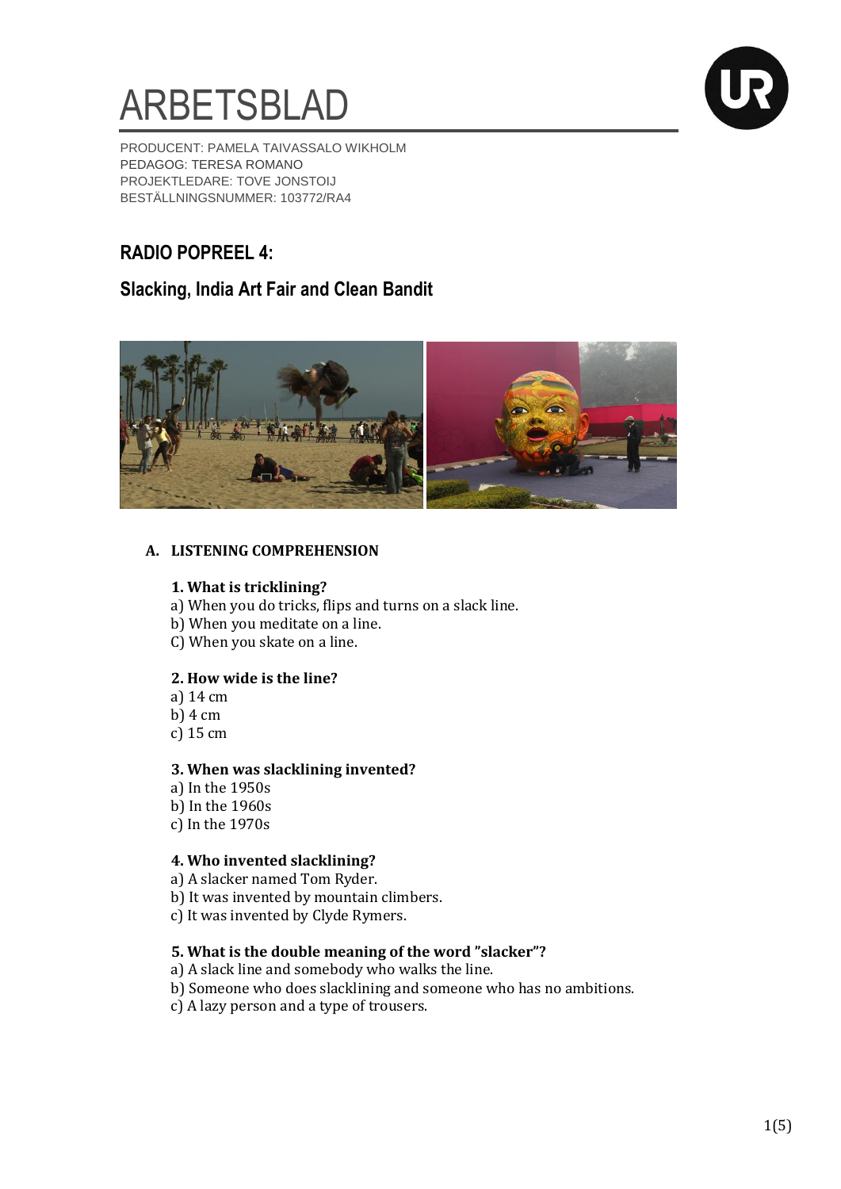# ARBETSBLAD

PRODUCENT: PAMELA TAIVASSALO WIKHOLM
PEDAGOG: TERESA ROMANO
PROJEKTLEDARE: TOVE JONSTOIJ
BESTÄLLNINGSNUMMER: 103772/RA4

## RADIO POPREEL 4:

## Slacking, India Art Fair and Clean Bandit

### A. LISTENING COMPREHENSION

**1. What is tricklining?**
a) When you do tricks, flips and turns on a slack line.
b) When you meditate on a line.
C) When you skate on a line.

**2. How wide is the line?**
a) 14 cm
b) 4 cm
c) 15 cm

**3. When was slacklining invented?**
a) In the 1950s
b) In the 1960s
c) In the 1970s

**4. Who invented slacklining?**
a) A slacker named Tom Ryder.
b) It was invented by mountain climbers.
c) It was invented by Clyde Rymers.

**5. What is the double meaning of the word ”slacker”?**
a) A slack line and somebody who walks the line.
b) Someone who does slacklining and someone who has no ambitions.
c) A lazy person and a type of trousers.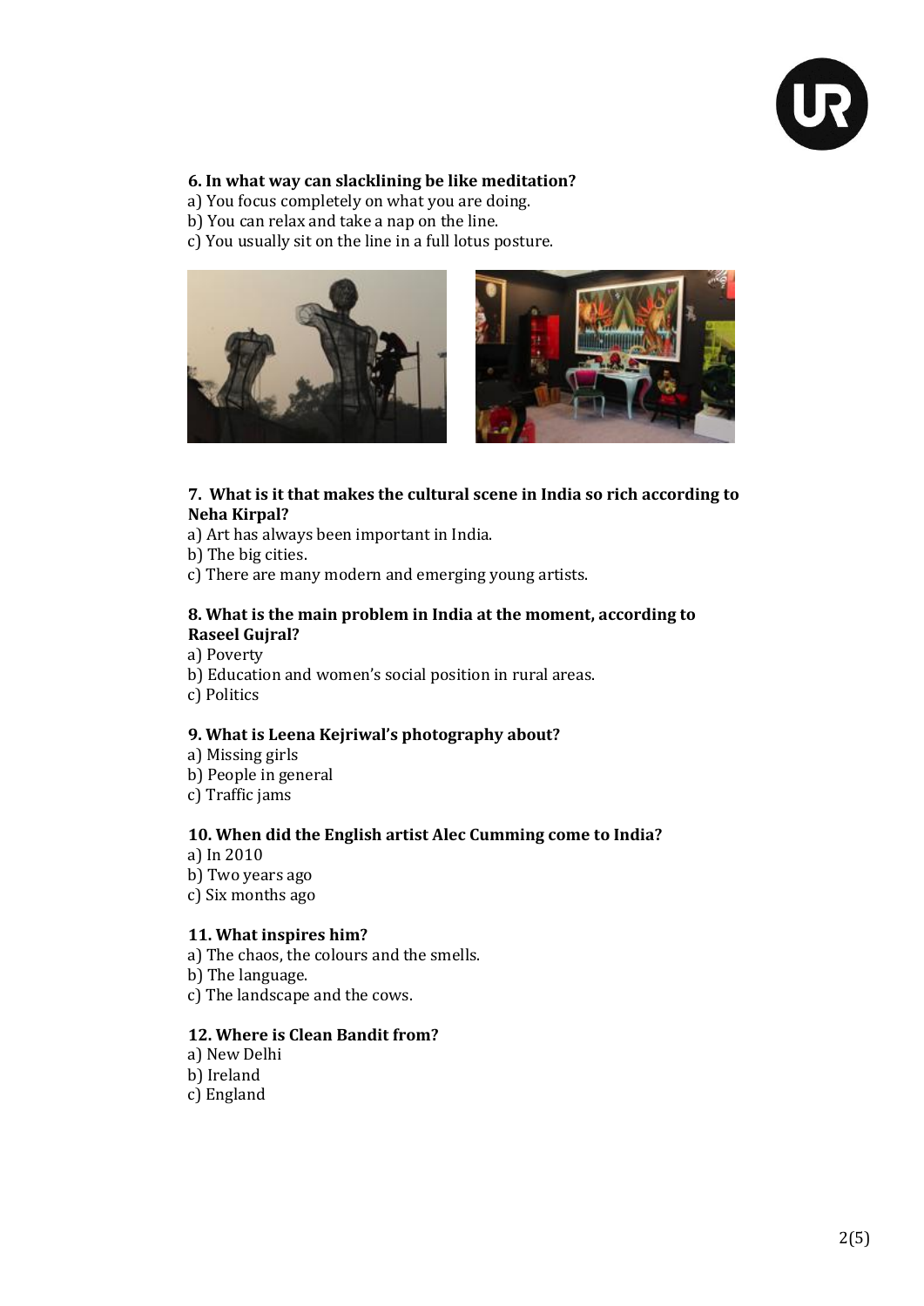**6. In what way can slacklining be like meditation?**

a) You focus completely on what you are doing.
b) You can relax and take a nap on the line.
c) You usually sit on the line in a full lotus posture.

**7. What is it that makes the cultural scene in India so rich according to Neha Kirpal?**

a) Art has always been important in India.
b) The big cities.
c) There are many modern and emerging young artists.

**8. What is the main problem in India at the moment, according to Raseel Gujral?**

a) Poverty
b) Education and women's social position in rural areas.
c) Politics

**9. What is Leena Kejriwal's photography about?**

a) Missing girls
b) People in general
c) Traffic jams

**10. When did the English artist Alec Cumming come to India?**

a) In 2010
b) Two years ago
c) Six months ago

**11. What inspires him?**

a) The chaos, the colours and the smells.
b) The language.
c) The landscape and the cows.

**12. Where is Clean Bandit from?**

a) New Delhi
b) Ireland
c) England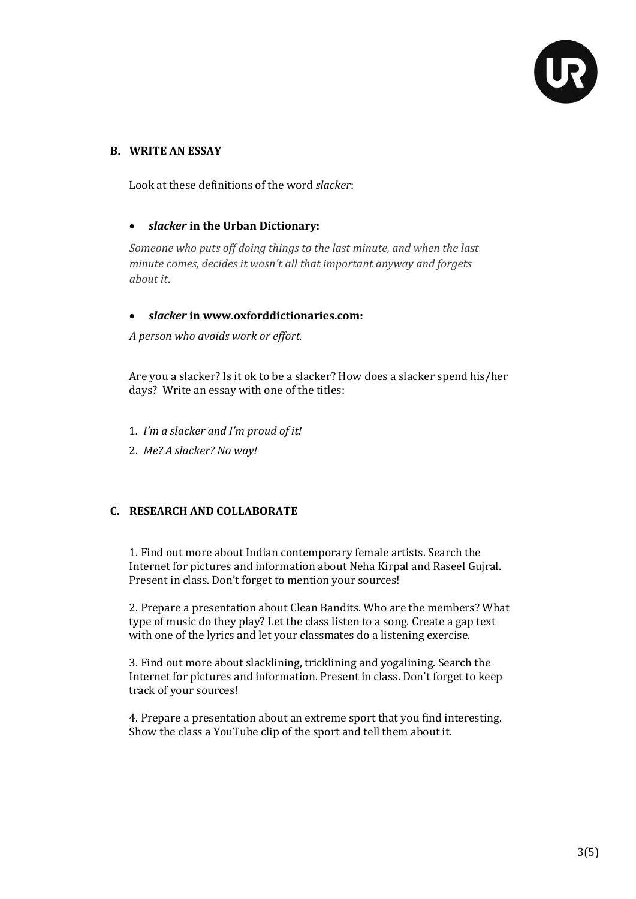## B. WRITE AN ESSAY

Look at these definitions of the word *slacker*:

- ***slacker* in the Urban Dictionary:**

*Someone who puts off doing things to the last minute, and when the last minute comes, decides it wasn't all that important anyway and forgets about it.*

- ***slacker* in www.oxforddictionaries.com:**

*A person who avoids work or effort.*

Are you a slacker? Is it ok to be a slacker? How does a slacker spend his/her days? Write an essay with one of the titles:

1. *I'm a slacker and I'm proud of it!*
2. *Me? A slacker? No way!*

## C. RESEARCH AND COLLABORATE

1. Find out more about Indian contemporary female artists. Search the Internet for pictures and information about Neha Kirpal and Raseel Gujral. Present in class. Don't forget to mention your sources!

2. Prepare a presentation about Clean Bandits. Who are the members? What type of music do they play? Let the class listen to a song. Create a gap text with one of the lyrics and let your classmates do a listening exercise.

3. Find out more about slacklining, tricklining and yogalining. Search the Internet for pictures and information. Present in class. Don't forget to keep track of your sources!

4. Prepare a presentation about an extreme sport that you find interesting. Show the class a YouTube clip of the sport and tell them about it.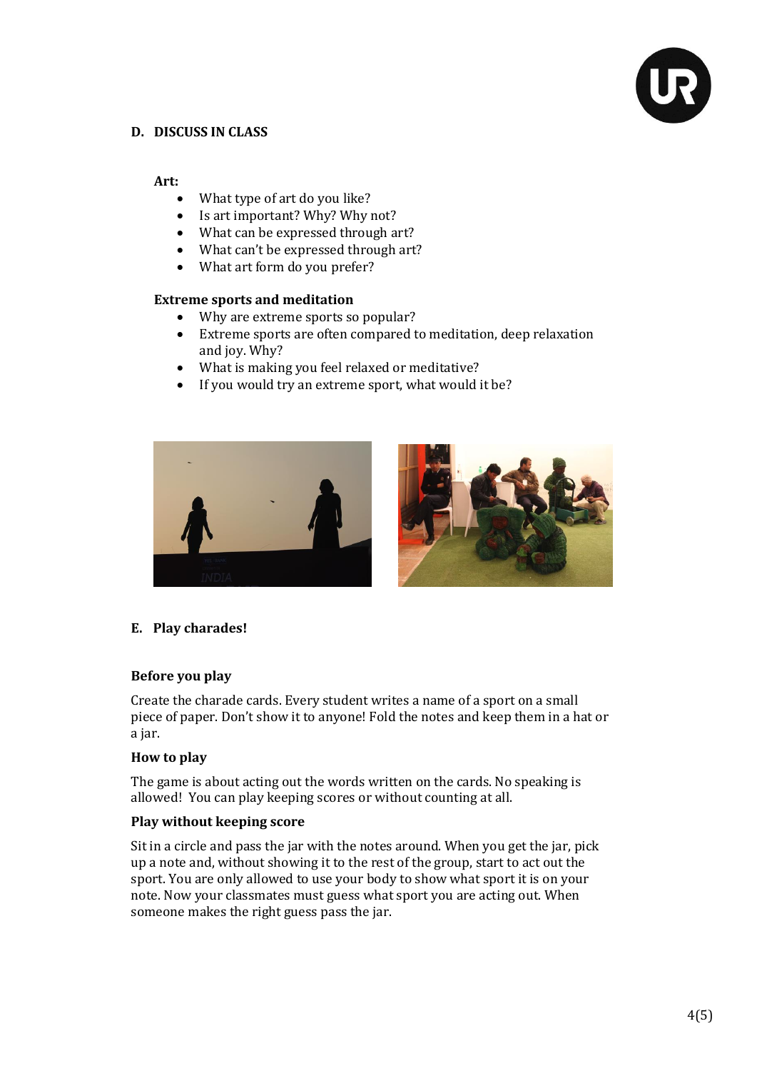## D. DISCUSS IN CLASS

**Art:**

- What type of art do you like?
- Is art important? Why? Why not?
- What can be expressed through art?
- What can't be expressed through art?
- What art form do you prefer?

**Extreme sports and meditation**

- Why are extreme sports so popular?
- Extreme sports are often compared to meditation, deep relaxation and joy. Why?
- What is making you feel relaxed or meditative?
- If you would try an extreme sport, what would it be?

## E. Play charades!

### Before you play

Create the charade cards. Every student writes a name of a sport on a small piece of paper. Don't show it to anyone! Fold the notes and keep them in a hat or a jar.

### How to play

The game is about acting out the words written on the cards. No speaking is allowed! You can play keeping scores or without counting at all.

### Play without keeping score

Sit in a circle and pass the jar with the notes around. When you get the jar, pick up a note and, without showing it to the rest of the group, start to act out the sport. You are only allowed to use your body to show what sport it is on your note. Now your classmates must guess what sport you are acting out. When someone makes the right guess pass the jar.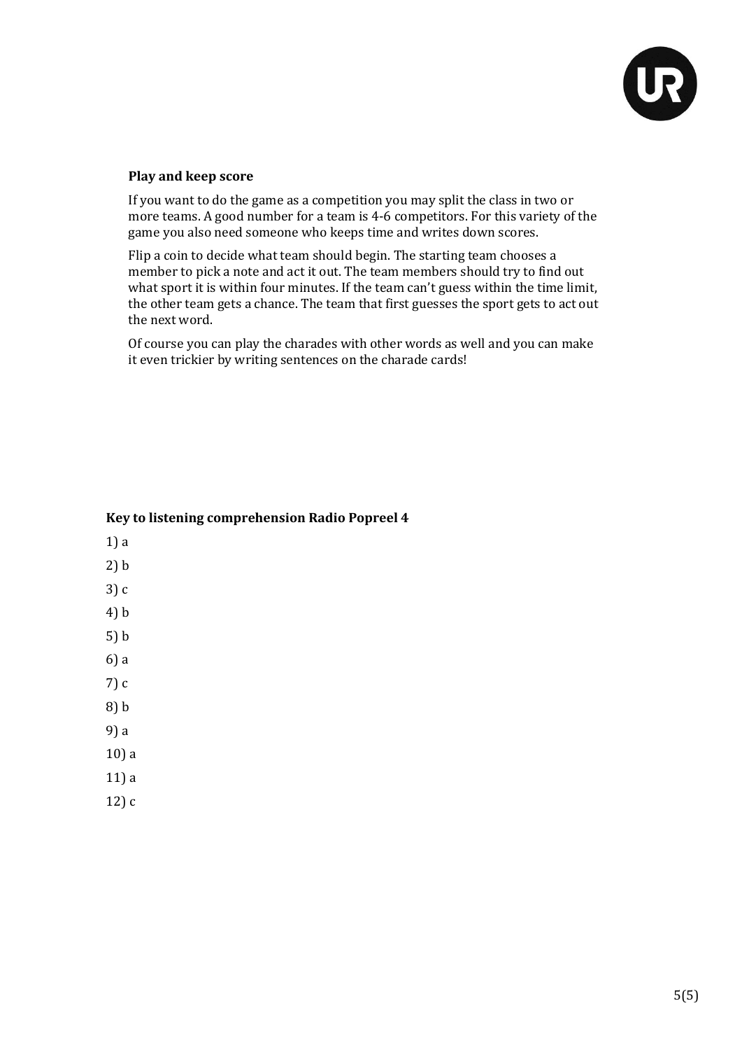**Play and keep score**

If you want to do the game as a competition you may split the class in two or more teams. A good number for a team is 4-6 competitors. For this variety of the game you also need someone who keeps time and writes down scores.

Flip a coin to decide what team should begin. The starting team chooses a member to pick a note and act it out. The team members should try to find out what sport it is within four minutes. If the team can't guess within the time limit, the other team gets a chance. The team that first guesses the sport gets to act out the next word.

Of course you can play the charades with other words as well and you can make it even trickier by writing sentences on the charade cards!

**Key to listening comprehension Radio Popreel 4**

1) a

2) b

3) c

4) b

5) b

6) a

7) c

8) b

9) a

10) a

11) a

12) c